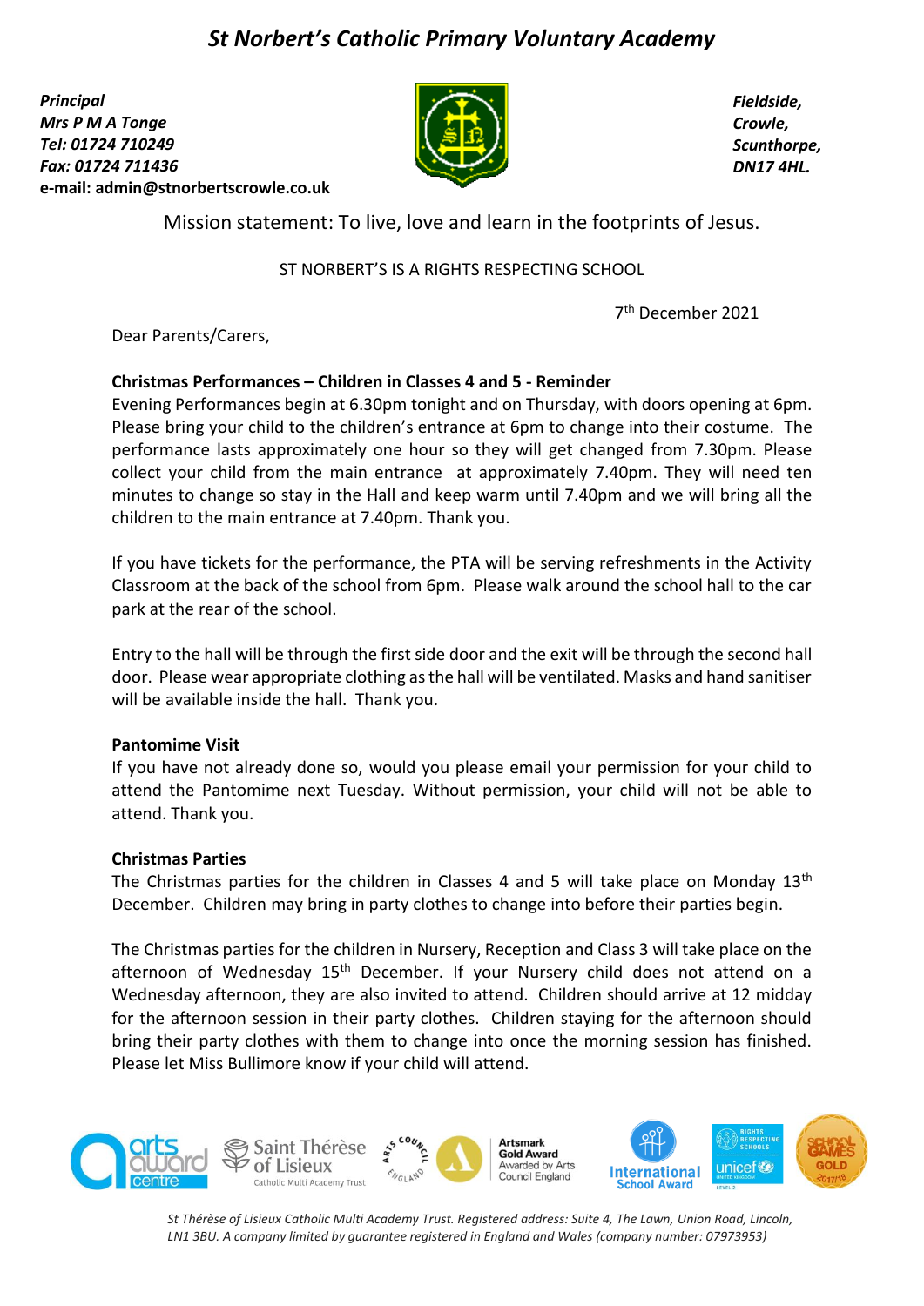# *St Norbert's Catholic Primary Voluntary Academy*

***Principal***
***Mrs P M A Tonge***
***Tel: 01724 710249***
***Fax: 01724 711436***
**e-mail: admin@stnorbertscrowle.co.uk**

***Fieldside,***
***Crowle,***
***Scunthorpe,***
***DN17 4HL.***

Mission statement: To live, love and learn in the footprints of Jesus.

ST NORBERT'S IS A RIGHTS RESPECTING SCHOOL

7th December 2021

Dear Parents/Carers,

**Christmas Performances – Children in Classes 4 and 5 - Reminder**

Evening Performances begin at 6.30pm tonight and on Thursday, with doors opening at 6pm. Please bring your child to the children's entrance at 6pm to change into their costume. The performance lasts approximately one hour so they will get changed from 7.30pm. Please collect your child from the main entrance at approximately 7.40pm. They will need ten minutes to change so stay in the Hall and keep warm until 7.40pm and we will bring all the children to the main entrance at 7.40pm. Thank you.

If you have tickets for the performance, the PTA will be serving refreshments in the Activity Classroom at the back of the school from 6pm. Please walk around the school hall to the car park at the rear of the school.

Entry to the hall will be through the first side door and the exit will be through the second hall door. Please wear appropriate clothing as the hall will be ventilated. Masks and hand sanitiser will be available inside the hall. Thank you.

**Pantomime Visit**

If you have not already done so, would you please email your permission for your child to attend the Pantomime next Tuesday. Without permission, your child will not be able to attend. Thank you.

**Christmas Parties**

The Christmas parties for the children in Classes 4 and 5 will take place on Monday 13th December. Children may bring in party clothes to change into before their parties begin.

The Christmas parties for the children in Nursery, Reception and Class 3 will take place on the afternoon of Wednesday 15th December. If your Nursery child does not attend on a Wednesday afternoon, they are also invited to attend. Children should arrive at 12 midday for the afternoon session in their party clothes. Children staying for the afternoon should bring their party clothes with them to change into once the morning session has finished. Please let Miss Bullimore know if your child will attend.

*St Thérèse of Lisieux Catholic Multi Academy Trust. Registered address: Suite 4, The Lawn, Union Road, Lincoln, LN1 3BU. A company limited by guarantee registered in England and Wales (company number: 07973953)*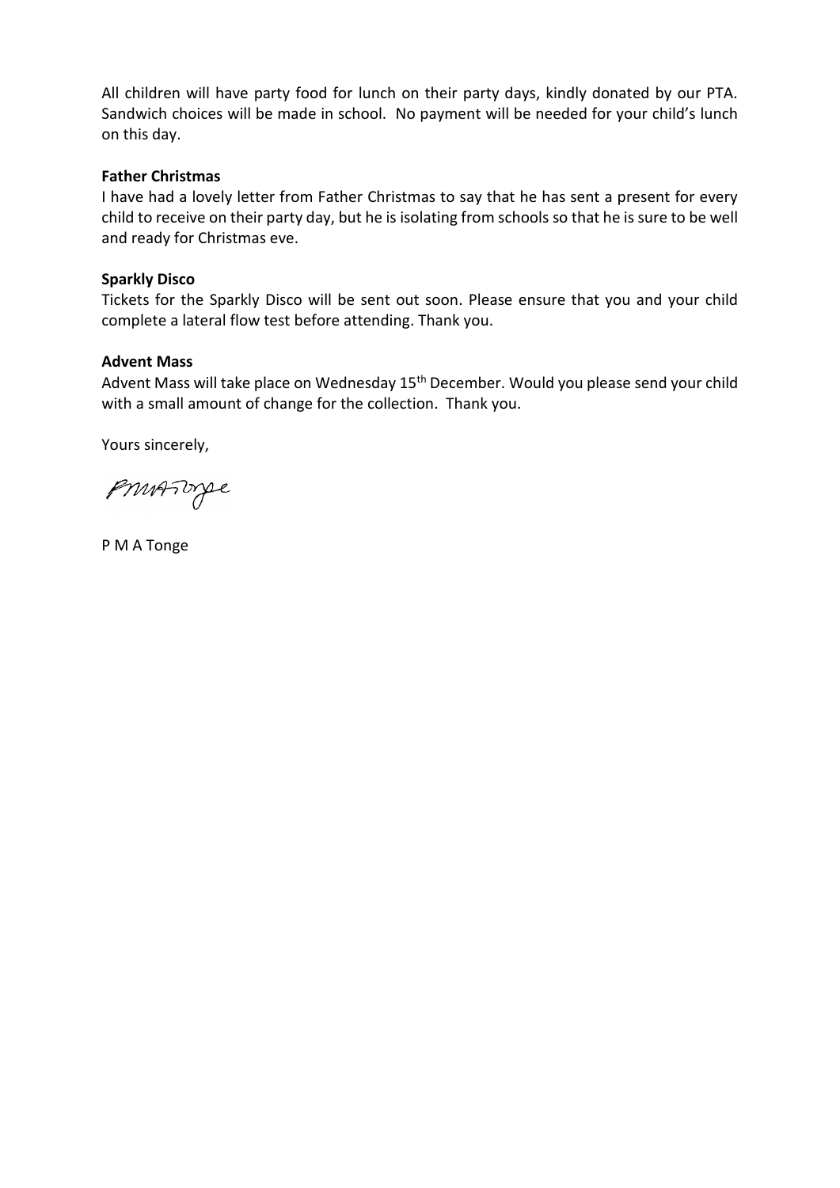All children will have party food for lunch on their party days, kindly donated by our PTA. Sandwich choices will be made in school. No payment will be needed for your child's lunch on this day.

**Father Christmas**

I have had a lovely letter from Father Christmas to say that he has sent a present for every child to receive on their party day, but he is isolating from schools so that he is sure to be well and ready for Christmas eve.

**Sparkly Disco**

Tickets for the Sparkly Disco will be sent out soon. Please ensure that you and your child complete a lateral flow test before attending. Thank you.

**Advent Mass**

Advent Mass will take place on Wednesday 15th December. Would you please send your child with a small amount of change for the collection. Thank you.

Yours sincerely,

P M A Tonge